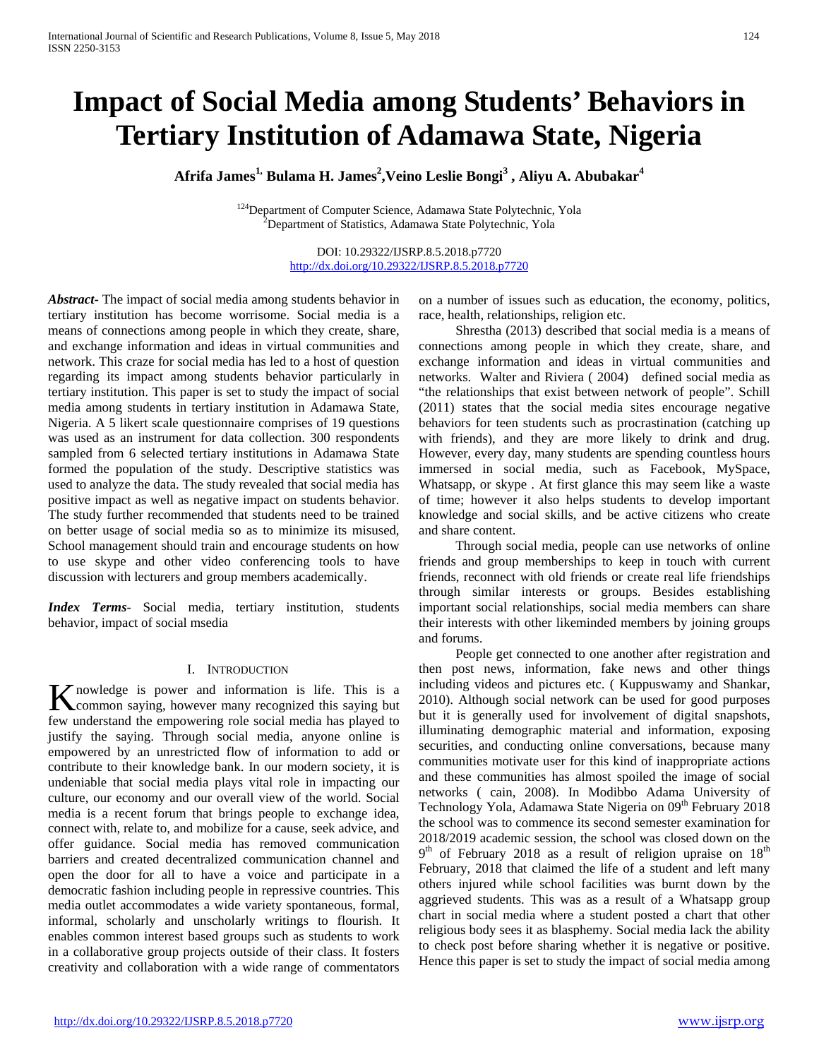# Impact of Social Media among Students' Behaviors in Tertiary Institution of Adamawa State, Nigeria

**Afrifa James[1,] Bulama H. James[2],Veino Leslie Bongi[3] , Aliyu A. Abubakar[4]**

[124]Department of Computer Science, Adamawa State Polytechnic, Yola
[2]Department of Statistics, Adamawa State Polytechnic, Yola

DOI: 10.29322/IJSRP.8.5.2018.p7720
http://dx.doi.org/10.29322/IJSRP.8.5.2018.p7720

***Abstract***- The impact of social media among students behavior in tertiary institution has become worrisome. Social media is a means of connections among people in which they create, share, and exchange information and ideas in virtual communities and network. This craze for social media has led to a host of question regarding its impact among students behavior particularly in tertiary institution. This paper is set to study the impact of social media among students in tertiary institution in Adamawa State, Nigeria. A 5 likert scale questionnaire comprises of 19 questions was used as an instrument for data collection. 300 respondents sampled from 6 selected tertiary institutions in Adamawa State formed the population of the study. Descriptive statistics was used to analyze the data. The study revealed that social media has positive impact as well as negative impact on students behavior. The study further recommended that students need to be trained on better usage of social media so as to minimize its misused, School management should train and encourage students on how to use skype and other video conferencing tools to have discussion with lecturers and group members academically.

***Index Terms***- Social media, tertiary institution, students behavior, impact of social msedia

## I. Introduction

Knowledge is power and information is life. This is a common saying, however many recognized this saying but few understand the empowering role social media has played to justify the saying. Through social media, anyone online is empowered by an unrestricted flow of information to add or contribute to their knowledge bank. In our modern society, it is undeniable that social media plays vital role in impacting our culture, our economy and our overall view of the world. Social media is a recent forum that brings people to exchange idea, connect with, relate to, and mobilize for a cause, seek advice, and offer guidance. Social media has removed communication barriers and created decentralized communication channel and open the door for all to have a voice and participate in a democratic fashion including people in repressive countries. This media outlet accommodates a wide variety spontaneous, formal, informal, scholarly and unscholarly writings to flourish. It enables common interest based groups such as students to work in a collaborative group projects outside of their class. It fosters creativity and collaboration with a wide range of commentators on a number of issues such as education, the economy, politics, race, health, relationships, religion etc.

Shrestha (2013) described that social media is a means of connections among people in which they create, share, and exchange information and ideas in virtual communities and networks. Walter and Riviera ( 2004) defined social media as "the relationships that exist between network of people". Schill (2011) states that the social media sites encourage negative behaviors for teen students such as procrastination (catching up with friends), and they are more likely to drink and drug. However, every day, many students are spending countless hours immersed in social media, such as Facebook, MySpace, Whatsapp, or skype . At first glance this may seem like a waste of time; however it also helps students to develop important knowledge and social skills, and be active citizens who create and share content.

Through social media, people can use networks of online friends and group memberships to keep in touch with current friends, reconnect with old friends or create real life friendships through similar interests or groups. Besides establishing important social relationships, social media members can share their interests with other likeminded members by joining groups and forums.

People get connected to one another after registration and then post news, information, fake news and other things including videos and pictures etc. ( Kuppuswamy and Shankar, 2010). Although social network can be used for good purposes but it is generally used for involvement of digital snapshots, illuminating demographic material and information, exposing securities, and conducting online conversations, because many communities motivate user for this kind of inappropriate actions and these communities has almost spoiled the image of social networks ( cain, 2008). In Modibbo Adama University of Technology Yola, Adamawa State Nigeria on 09th February 2018 the school was to commence its second semester examination for 2018/2019 academic session, the school was closed down on the 9th of February 2018 as a result of religion upraise on 18th February, 2018 that claimed the life of a student and left many others injured while school facilities was burnt down by the aggrieved students. This was as a result of a Whatsapp group chart in social media where a student posted a chart that other religious body sees it as blasphemy. Social media lack the ability to check post before sharing whether it is negative or positive. Hence this paper is set to study the impact of social media among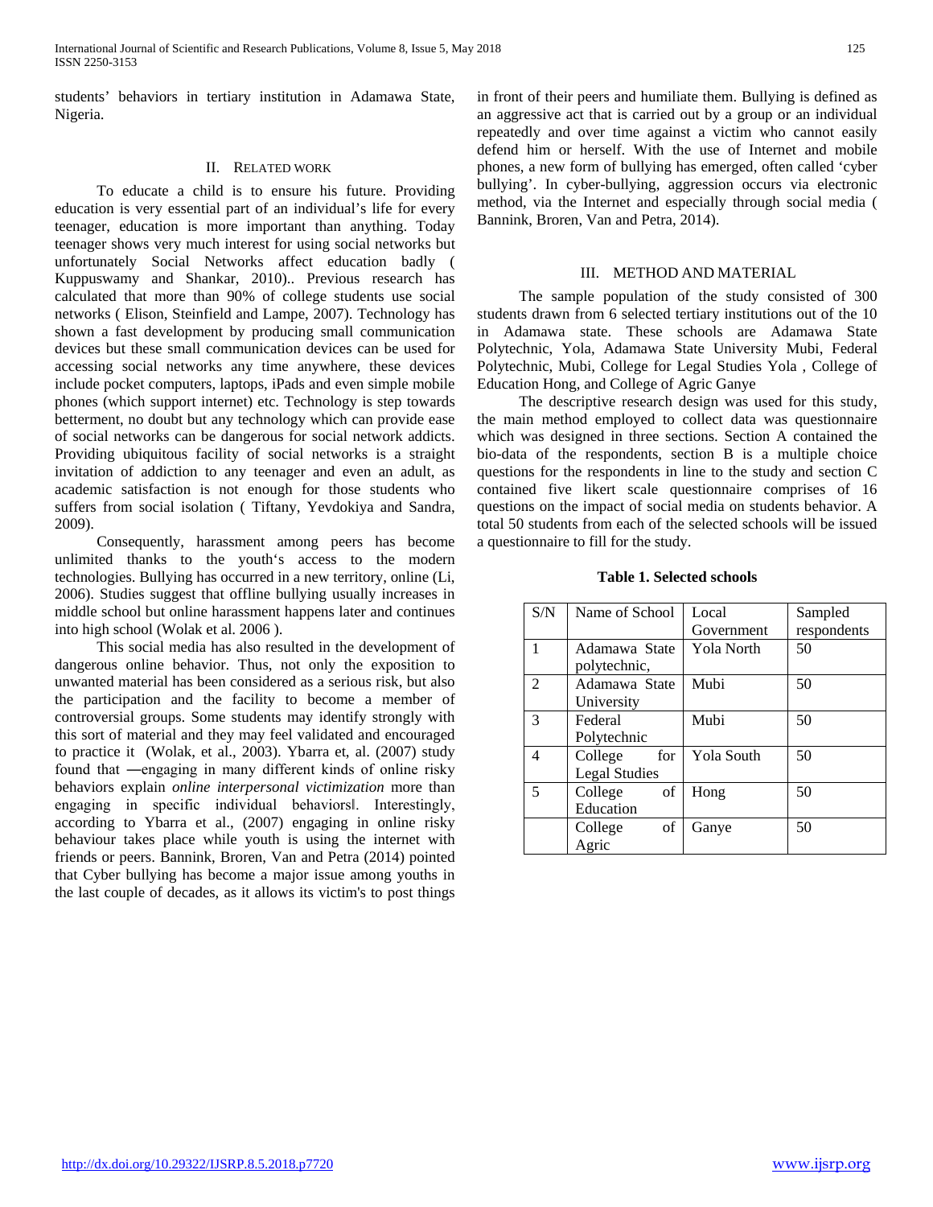students' behaviors in tertiary institution in Adamawa State, Nigeria.

## II. RELATED WORK

To educate a child is to ensure his future. Providing education is very essential part of an individual's life for every teenager, education is more important than anything. Today teenager shows very much interest for using social networks but unfortunately Social Networks affect education badly ( Kuppuswamy and Shankar, 2010).. Previous research has calculated that more than 90% of college students use social networks ( Elison, Steinfield and Lampe, 2007). Technology has shown a fast development by producing small communication devices but these small communication devices can be used for accessing social networks any time anywhere, these devices include pocket computers, laptops, iPads and even simple mobile phones (which support internet) etc. Technology is step towards betterment, no doubt but any technology which can provide ease of social networks can be dangerous for social network addicts. Providing ubiquitous facility of social networks is a straight invitation of addiction to any teenager and even an adult, as academic satisfaction is not enough for those students who suffers from social isolation ( Tiftany, Yevdokiya and Sandra, 2009).

Consequently, harassment among peers has become unlimited thanks to the youth's access to the modern technologies. Bullying has occurred in a new territory, online (Li, 2006). Studies suggest that offline bullying usually increases in middle school but online harassment happens later and continues into high school (Wolak et al. 2006 ).

This social media has also resulted in the development of dangerous online behavior. Thus, not only the exposition to unwanted material has been considered as a serious risk, but also the participation and the facility to become a member of controversial groups. Some students may identify strongly with this sort of material and they may feel validated and encouraged to practice it (Wolak, et al., 2003). Ybarra et, al. (2007) study found that ―engaging in many different kinds of online risky behaviors explain *online interpersonal victimization* more than engaging in specific individual behaviors‖. Interestingly, according to Ybarra et al., (2007) engaging in online risky behaviour takes place while youth is using the internet with friends or peers. Bannink, Broren, Van and Petra (2014) pointed that Cyber bullying has become a major issue among youths in the last couple of decades, as it allows its victim's to post things in front of their peers and humiliate them. Bullying is defined as an aggressive act that is carried out by a group or an individual repeatedly and over time against a victim who cannot easily defend him or herself. With the use of Internet and mobile phones, a new form of bullying has emerged, often called 'cyber bullying'. In cyber-bullying, aggression occurs via electronic method, via the Internet and especially through social media ( Bannink, Broren, Van and Petra, 2014).

## III. METHOD AND MATERIAL

The sample population of the study consisted of 300 students drawn from 6 selected tertiary institutions out of the 10 in Adamawa state. These schools are Adamawa State Polytechnic, Yola, Adamawa State University Mubi, Federal Polytechnic, Mubi, College for Legal Studies Yola , College of Education Hong, and College of Agric Ganye

The descriptive research design was used for this study, the main method employed to collect data was questionnaire which was designed in three sections. Section A contained the bio-data of the respondents, section B is a multiple choice questions for the respondents in line to the study and section C contained five likert scale questionnaire comprises of 16 questions on the impact of social media on students behavior. A total 50 students from each of the selected schools will be issued a questionnaire to fill for the study.

**Table 1. Selected schools**

| S/N | Name of School | Local Government | Sampled respondents |
|---|---|---|---|
| 1 | Adamawa State polytechnic, | Yola North | 50 |
| 2 | Adamawa State University | Mubi | 50 |
| 3 | Federal Polytechnic | Mubi | 50 |
| 4 | College for Legal Studies | Yola South | 50 |
| 5 | College of Education | Hong | 50 |
| | College of Agric | Ganye | 50 |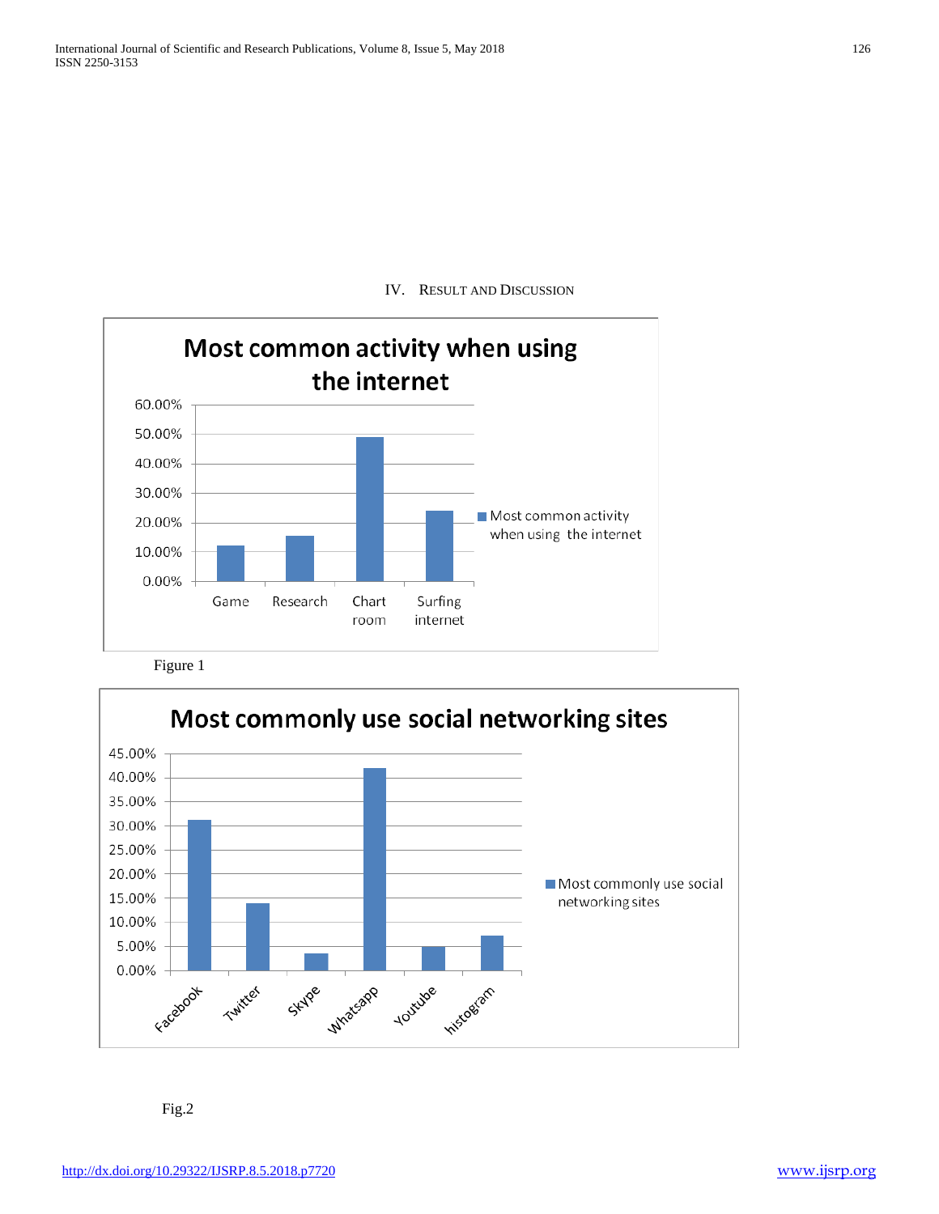## IV. Result and Discussion

**Most common activity when using the internet**

| | Most common activity when using the internet |
|---|---|
| Game | ~12% |
| Research | ~15.5% |
| Chart room | ~49% |
| Surfing internet | ~24% |

Figure 1

**Most commonly use social networking sites**

| | Most commonly use social networking sites |
|---|---|
| Facebook | ~31% |
| Twitter | ~14% |
| Skype | ~3.5% |
| Whatsapp | ~42% |
| Youtube | ~5% |
| histogram | ~7% |

Fig.2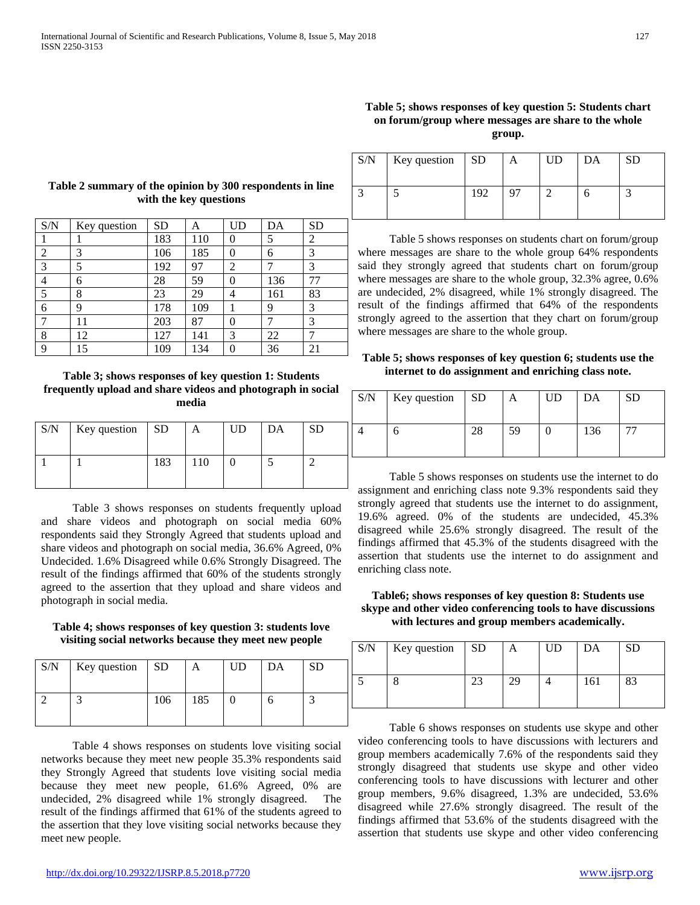**Table 2 summary of the opinion by 300 respondents in line with the key questions**

| S/N | Key question | SD | A | UD | DA | SD |
|---|---|---|---|---|---|---|
| 1 | 1 | 183 | 110 | 0 | 5 | 2 |
| 2 | 3 | 106 | 185 | 0 | 6 | 3 |
| 3 | 5 | 192 | 97 | 2 | 7 | 3 |
| 4 | 6 | 28 | 59 | 0 | 136 | 77 |
| 5 | 8 | 23 | 29 | 4 | 161 | 83 |
| 6 | 9 | 178 | 109 | 1 | 9 | 3 |
| 7 | 11 | 203 | 87 | 0 | 7 | 3 |
| 8 | 12 | 127 | 141 | 3 | 22 | 7 |
| 9 | 15 | 109 | 134 | 0 | 36 | 21 |

**Table 3; shows responses of key question 1: Students frequently upload and share videos and photograph in social media**

| S/N | Key question | SD | A | UD | DA | SD |
|---|---|---|---|---|---|---|
| 1 | 1 | 183 | 110 | 0 | 5 | 2 |

Table 3 shows responses on students frequently upload and share videos and photograph on social media 60% respondents said they Strongly Agreed that students upload and share videos and photograph on social media, 36.6% Agreed, 0% Undecided. 1.6% Disagreed while 0.6% Strongly Disagreed. The result of the findings affirmed that 60% of the students strongly agreed to the assertion that they upload and share videos and photograph in social media.

**Table 4; shows responses of key question 3: students love visiting social networks because they meet new people**

| S/N | Key question | SD | A | UD | DA | SD |
|---|---|---|---|---|---|---|
| 2 | 3 | 106 | 185 | 0 | 6 | 3 |

Table 4 shows responses on students love visiting social networks because they meet new people 35.3% respondents said they Strongly Agreed that students love visiting social media because they meet new people, 61.6% Agreed, 0% are undecided, 2% disagreed while 1% strongly disagreed. The result of the findings affirmed that 61% of the students agreed to the assertion that they love visiting social networks because they meet new people.

**Table 5; shows responses of key question 5: Students chart on forum/group where messages are share to the whole group.**

| S/N | Key question | SD | A | UD | DA | SD |
|---|---|---|---|---|---|---|
| 3 | 5 | 192 | 97 | 2 | 6 | 3 |

Table 5 shows responses on students chart on forum/group where messages are share to the whole group 64% respondents said they strongly agreed that students chart on forum/group where messages are share to the whole group, 32.3% agree, 0.6% are undecided, 2% disagreed, while 1% strongly disagreed. The result of the findings affirmed that 64% of the respondents strongly agreed to the assertion that they chart on forum/group where messages are share to the whole group.

**Table 5; shows responses of key question 6; students use the internet to do assignment and enriching class note.**

| S/N | Key question | SD | A | UD | DA | SD |
|---|---|---|---|---|---|---|
| 4 | 6 | 28 | 59 | 0 | 136 | 77 |

Table 5 shows responses on students use the internet to do assignment and enriching class note 9.3% respondents said they strongly agreed that students use the internet to do assignment, 19.6% agreed. 0% of the students are undecided, 45.3% disagreed while 25.6% strongly disagreed. The result of the findings affirmed that 45.3% of the students disagreed with the assertion that students use the internet to do assignment and enriching class note.

**Table6; shows responses of key question 8: Students use skype and other video conferencing tools to have discussions with lectures and group members academically.**

| S/N | Key question | SD | A | UD | DA | SD |
|---|---|---|---|---|---|---|
| 5 | 8 | 23 | 29 | 4 | 161 | 83 |

Table 6 shows responses on students use skype and other video conferencing tools to have discussions with lecturers and group members academically 7.6% of the respondents said they strongly disagreed that students use skype and other video conferencing tools to have discussions with lecturer and other group members, 9.6% disagreed, 1.3% are undecided, 53.6% disagreed while 27.6% strongly disagreed. The result of the findings affirmed that 53.6% of the students disagreed with the assertion that students use skype and other video conferencing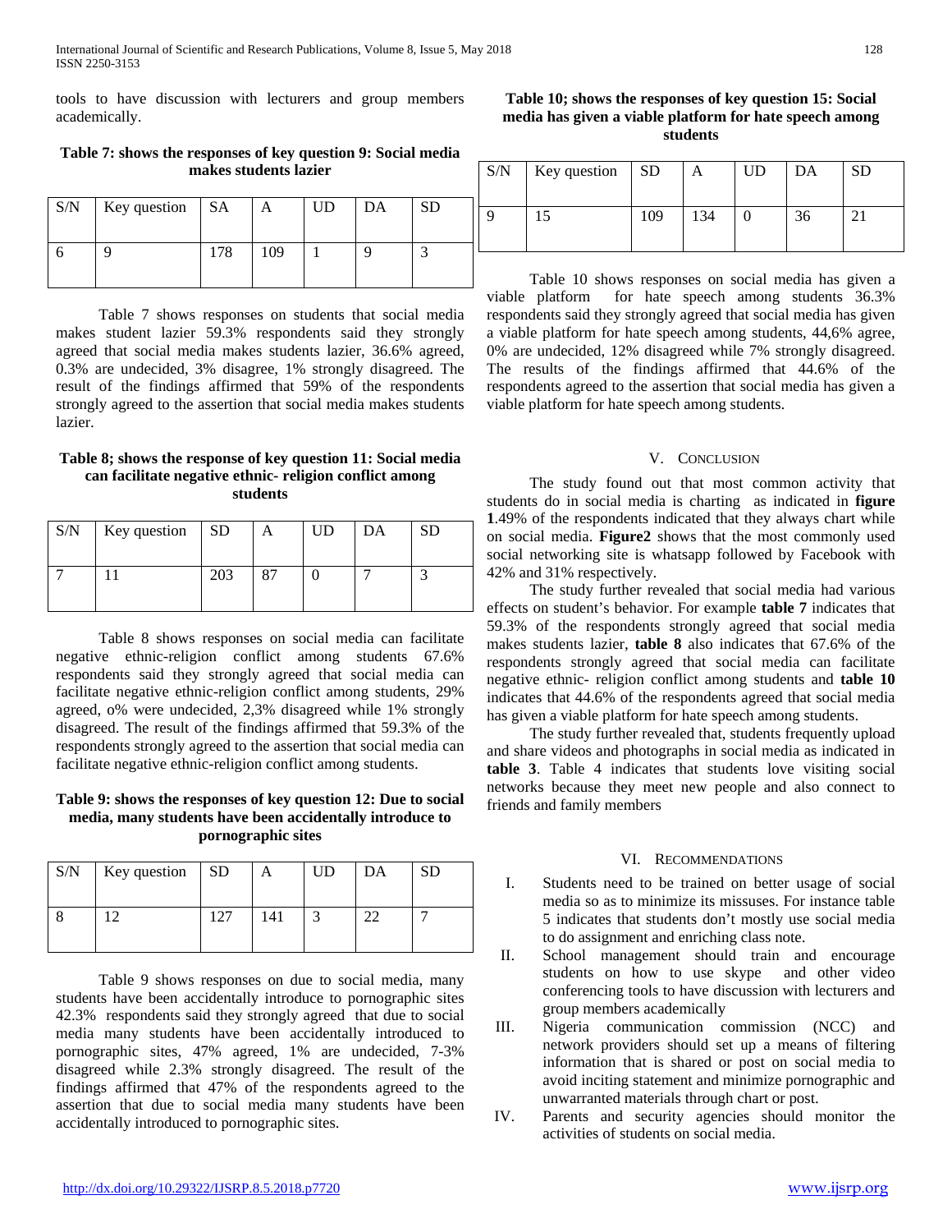tools to have discussion with lecturers and group members academically.

**Table 7: shows the responses of key question 9: Social media makes students lazier**

| S/N | Key question | SA | A | UD | DA | SD |
|---|---|---|---|---|---|---|
| 6 | 9 | 178 | 109 | 1 | 9 | 3 |

Table 7 shows responses on students that social media makes student lazier 59.3% respondents said they strongly agreed that social media makes students lazier, 36.6% agreed, 0.3% are undecided, 3% disagree, 1% strongly disagreed. The result of the findings affirmed that 59% of the respondents strongly agreed to the assertion that social media makes students lazier.

**Table 8; shows the response of key question 11: Social media can facilitate negative ethnic- religion conflict among students**

| S/N | Key question | SD | A | UD | DA | SD |
|---|---|---|---|---|---|---|
| 7 | 11 | 203 | 87 | 0 | 7 | 3 |

Table 8 shows responses on social media can facilitate negative ethnic-religion conflict among students 67.6% respondents said they strongly agreed that social media can facilitate negative ethnic-religion conflict among students, 29% agreed, o% were undecided, 2,3% disagreed while 1% strongly disagreed. The result of the findings affirmed that 59.3% of the respondents strongly agreed to the assertion that social media can facilitate negative ethnic-religion conflict among students.

**Table 9: shows the responses of key question 12: Due to social media, many students have been accidentally introduce to pornographic sites**

| S/N | Key question | SD | A | UD | DA | SD |
|---|---|---|---|---|---|---|
| 8 | 12 | 127 | 141 | 3 | 22 | 7 |

Table 9 shows responses on due to social media, many students have been accidentally introduce to pornographic sites 42.3% respondents said they strongly agreed that due to social media many students have been accidentally introduced to pornographic sites, 47% agreed, 1% are undecided, 7-3% disagreed while 2.3% strongly disagreed. The result of the findings affirmed that 47% of the respondents agreed to the assertion that due to social media many students have been accidentally introduced to pornographic sites.

**Table 10; shows the responses of key question 15: Social media has given a viable platform for hate speech among students**

| S/N | Key question | SD | A | UD | DA | SD |
|---|---|---|---|---|---|---|
| 9 | 15 | 109 | 134 | 0 | 36 | 21 |

Table 10 shows responses on social media has given a viable platform for hate speech among students 36.3% respondents said they strongly agreed that social media has given a viable platform for hate speech among students, 44,6% agree, 0% are undecided, 12% disagreed while 7% strongly disagreed. The results of the findings affirmed that 44.6% of the respondents agreed to the assertion that social media has given a viable platform for hate speech among students.

## V. Conclusion

The study found out that most common activity that students do in social media is charting as indicated in **figure 1**.49% of the respondents indicated that they always chart while on social media. **Figure2** shows that the most commonly used social networking site is whatsapp followed by Facebook with 42% and 31% respectively.

The study further revealed that social media had various effects on student's behavior. For example **table 7** indicates that 59.3% of the respondents strongly agreed that social media makes students lazier, **table 8** also indicates that 67.6% of the respondents strongly agreed that social media can facilitate negative ethnic- religion conflict among students and **table 10** indicates that 44.6% of the respondents agreed that social media has given a viable platform for hate speech among students.

The study further revealed that, students frequently upload and share videos and photographs in social media as indicated in **table 3**. Table 4 indicates that students love visiting social networks because they meet new people and also connect to friends and family members

## VI. Recommendations

I. Students need to be trained on better usage of social media so as to minimize its missuses. For instance table 5 indicates that students don't mostly use social media to do assignment and enriching class note.

II. School management should train and encourage students on how to use skype and other video conferencing tools to have discussion with lecturers and group members academically

III. Nigeria communication commission (NCC) and network providers should set up a means of filtering information that is shared or post on social media to avoid inciting statement and minimize pornographic and unwarranted materials through chart or post.

IV. Parents and security agencies should monitor the activities of students on social media.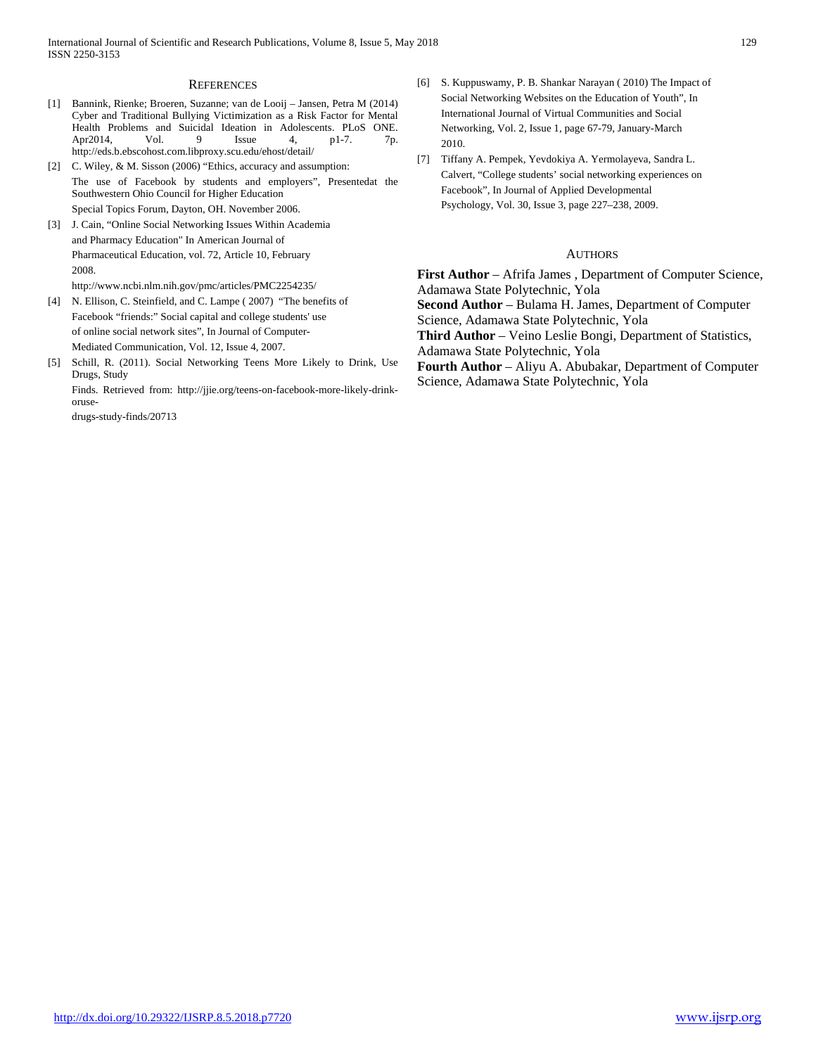## REFERENCES

[1] Bannink, Rienke; Broeren, Suzanne; van de Looij – Jansen, Petra M (2014) Cyber and Traditional Bullying Victimization as a Risk Factor for Mental Health Problems and Suicidal Ideation in Adolescents. PLoS ONE. Apr2014, Vol. 9 Issue 4, p1-7. 7p. http://eds.b.ebscohost.com.libproxy.scu.edu/ehost/detail/

[2] C. Wiley, & M. Sisson (2006) "Ethics, accuracy and assumption: The use of Facebook by students and employers", Presentedat the Southwestern Ohio Council for Higher Education Special Topics Forum, Dayton, OH. November 2006.

[3] J. Cain, "Online Social Networking Issues Within Academia and Pharmacy Education" In American Journal of Pharmaceutical Education, vol. 72, Article 10, February 2008. http://www.ncbi.nlm.nih.gov/pmc/articles/PMC2254235/

[4] N. Ellison, C. Steinfield, and C. Lampe ( 2007) "The benefits of Facebook "friends:" Social capital and college students' use of online social network sites", In Journal of Computer-Mediated Communication, Vol. 12, Issue 4, 2007.

[5] Schill, R. (2011). Social Networking Teens More Likely to Drink, Use Drugs, Study Finds. Retrieved from: http://jjie.org/teens-on-facebook-more-likely-drink-oruse-drugs-study-finds/20713

[6] S. Kuppuswamy, P. B. Shankar Narayan ( 2010) The Impact of Social Networking Websites on the Education of Youth", In International Journal of Virtual Communities and Social Networking, Vol. 2, Issue 1, page 67-79, January-March 2010.

[7] Tiffany A. Pempek, Yevdokiya A. Yermolayeva, Sandra L. Calvert, "College students' social networking experiences on Facebook", In Journal of Applied Developmental Psychology, Vol. 30, Issue 3, page 227–238, 2009.

## AUTHORS

**First Author** – Afrifa James , Department of Computer Science, Adamawa State Polytechnic, Yola

**Second Author** – Bulama H. James, Department of Computer Science, Adamawa State Polytechnic, Yola

**Third Author** – Veino Leslie Bongi, Department of Statistics, Adamawa State Polytechnic, Yola

**Fourth Author** – Aliyu A. Abubakar, Department of Computer Science, Adamawa State Polytechnic, Yola